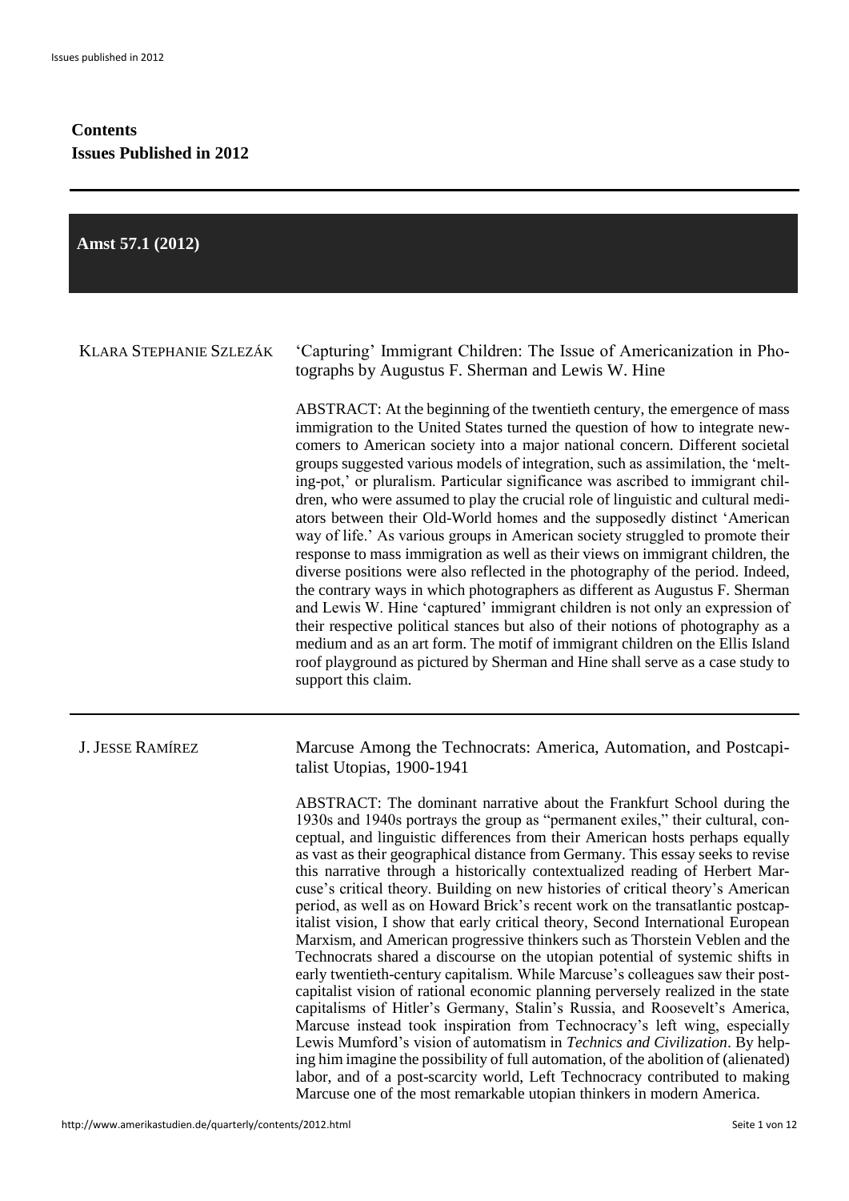# Contents
## Issues Published in 2012

## Amst 57.1 (2012)

KLARA STEPHANIE SZLEZÁK

### 'Capturing' Immigrant Children: The Issue of Americanization in Photographs by Augustus F. Sherman and Lewis W. Hine

ABSTRACT: At the beginning of the twentieth century, the emergence of mass immigration to the United States turned the question of how to integrate newcomers to American society into a major national concern. Different societal groups suggested various models of integration, such as assimilation, the 'melting-pot,' or pluralism. Particular significance was ascribed to immigrant children, who were assumed to play the crucial role of linguistic and cultural mediators between their Old-World homes and the supposedly distinct 'American way of life.' As various groups in American society struggled to promote their response to mass immigration as well as their views on immigrant children, the diverse positions were also reflected in the photography of the period. Indeed, the contrary ways in which photographers as different as Augustus F. Sherman and Lewis W. Hine 'captured' immigrant children is not only an expression of their respective political stances but also of their notions of photography as a medium and as an art form. The motif of immigrant children on the Ellis Island roof playground as pictured by Sherman and Hine shall serve as a case study to support this claim.

---

J. JESSE RAMÍREZ

### Marcuse Among the Technocrats: America, Automation, and Postcapitalist Utopias, 1900-1941

ABSTRACT: The dominant narrative about the Frankfurt School during the 1930s and 1940s portrays the group as "permanent exiles," their cultural, conceptual, and linguistic differences from their American hosts perhaps equally as vast as their geographical distance from Germany. This essay seeks to revise this narrative through a historically contextualized reading of Herbert Marcuse's critical theory. Building on new histories of critical theory's American period, as well as on Howard Brick's recent work on the transatlantic postcapitalist vision, I show that early critical theory, Second International European Marxism, and American progressive thinkers such as Thorstein Veblen and the Technocrats shared a discourse on the utopian potential of systemic shifts in early twentieth-century capitalism. While Marcuse's colleagues saw their postcapitalist vision of rational economic planning perversely realized in the state capitalisms of Hitler's Germany, Stalin's Russia, and Roosevelt's America, Marcuse instead took inspiration from Technocracy's left wing, especially Lewis Mumford's vision of automatism in *Technics and Civilization*. By helping him imagine the possibility of full automation, of the abolition of (alienated) labor, and of a post-scarcity world, Left Technocracy contributed to making Marcuse one of the most remarkable utopian thinkers in modern America.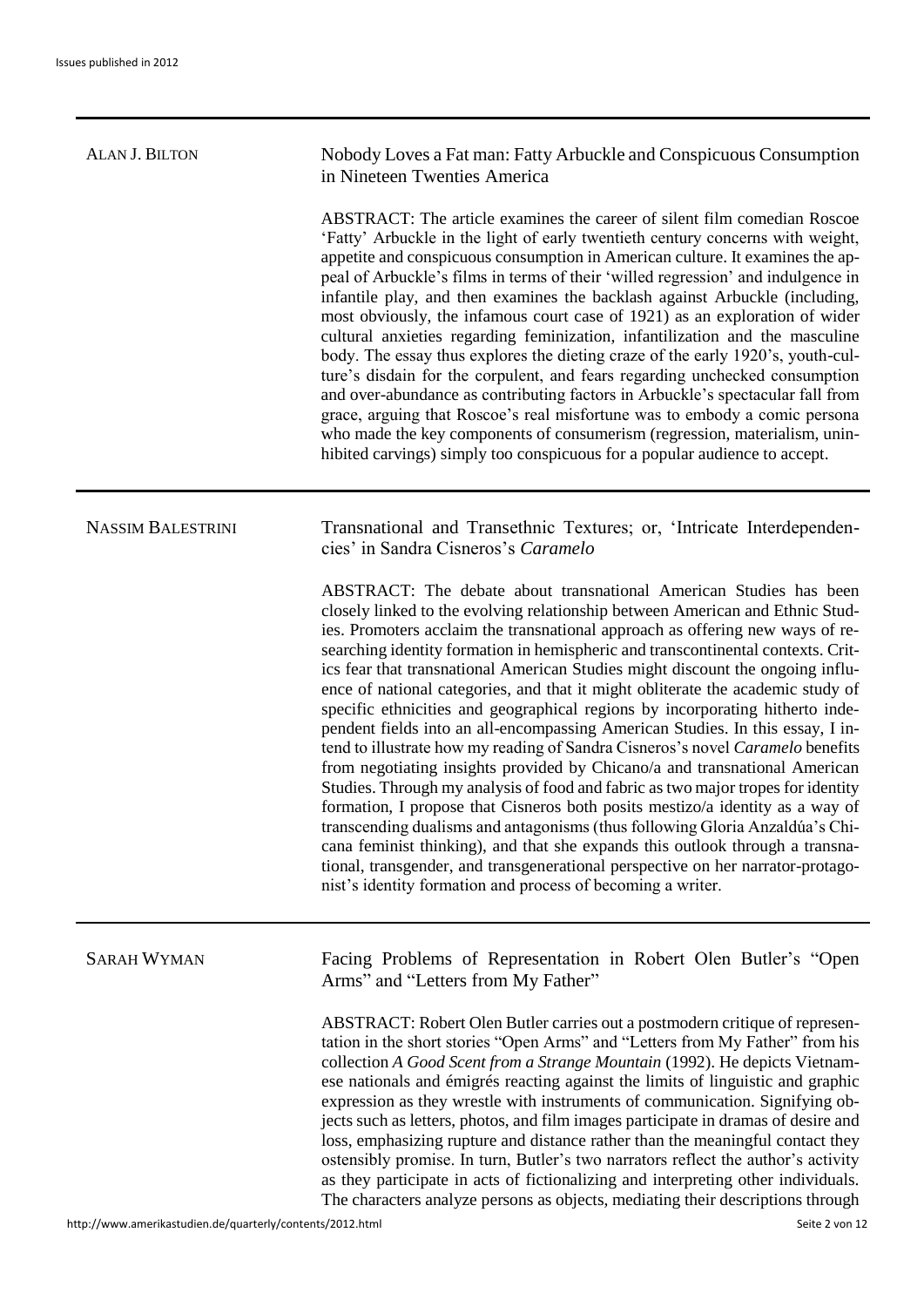**ALAN J. BILTON**

## Nobody Loves a Fat man: Fatty Arbuckle and Conspicuous Consumption in Nineteen Twenties America

ABSTRACT: The article examines the career of silent film comedian Roscoe 'Fatty' Arbuckle in the light of early twentieth century concerns with weight, appetite and conspicuous consumption in American culture. It examines the appeal of Arbuckle's films in terms of their 'willed regression' and indulgence in infantile play, and then examines the backlash against Arbuckle (including, most obviously, the infamous court case of 1921) as an exploration of wider cultural anxieties regarding feminization, infantilization and the masculine body. The essay thus explores the dieting craze of the early 1920's, youth-culture's disdain for the corpulent, and fears regarding unchecked consumption and over-abundance as contributing factors in Arbuckle's spectacular fall from grace, arguing that Roscoe's real misfortune was to embody a comic persona who made the key components of consumerism (regression, materialism, uninhibited carvings) simply too conspicuous for a popular audience to accept.

---

**NASSIM BALESTRINI**

## Transnational and Transethnic Textures; or, 'Intricate Interdependencies' in Sandra Cisneros's *Caramelo*

ABSTRACT: The debate about transnational American Studies has been closely linked to the evolving relationship between American and Ethnic Studies. Promoters acclaim the transnational approach as offering new ways of researching identity formation in hemispheric and transcontinental contexts. Critics fear that transnational American Studies might discount the ongoing influence of national categories, and that it might obliterate the academic study of specific ethnicities and geographical regions by incorporating hitherto independent fields into an all-encompassing American Studies. In this essay, I intend to illustrate how my reading of Sandra Cisneros's novel *Caramelo* benefits from negotiating insights provided by Chicano/a and transnational American Studies. Through my analysis of food and fabric as two major tropes for identity formation, I propose that Cisneros both posits mestizo/a identity as a way of transcending dualisms and antagonisms (thus following Gloria Anzaldúa's Chicana feminist thinking), and that she expands this outlook through a transnational, transgender, and transgenerational perspective on her narrator-protagonist's identity formation and process of becoming a writer.

---

**SARAH WYMAN**

## Facing Problems of Representation in Robert Olen Butler's "Open Arms" and "Letters from My Father"

ABSTRACT: Robert Olen Butler carries out a postmodern critique of representation in the short stories "Open Arms" and "Letters from My Father" from his collection *A Good Scent from a Strange Mountain* (1992). He depicts Vietnamese nationals and émigrés reacting against the limits of linguistic and graphic expression as they wrestle with instruments of communication. Signifying objects such as letters, photos, and film images participate in dramas of desire and loss, emphasizing rupture and distance rather than the meaningful contact they ostensibly promise. In turn, Butler's two narrators reflect the author's activity as they participate in acts of fictionalizing and interpreting other individuals. The characters analyze persons as objects, mediating their descriptions through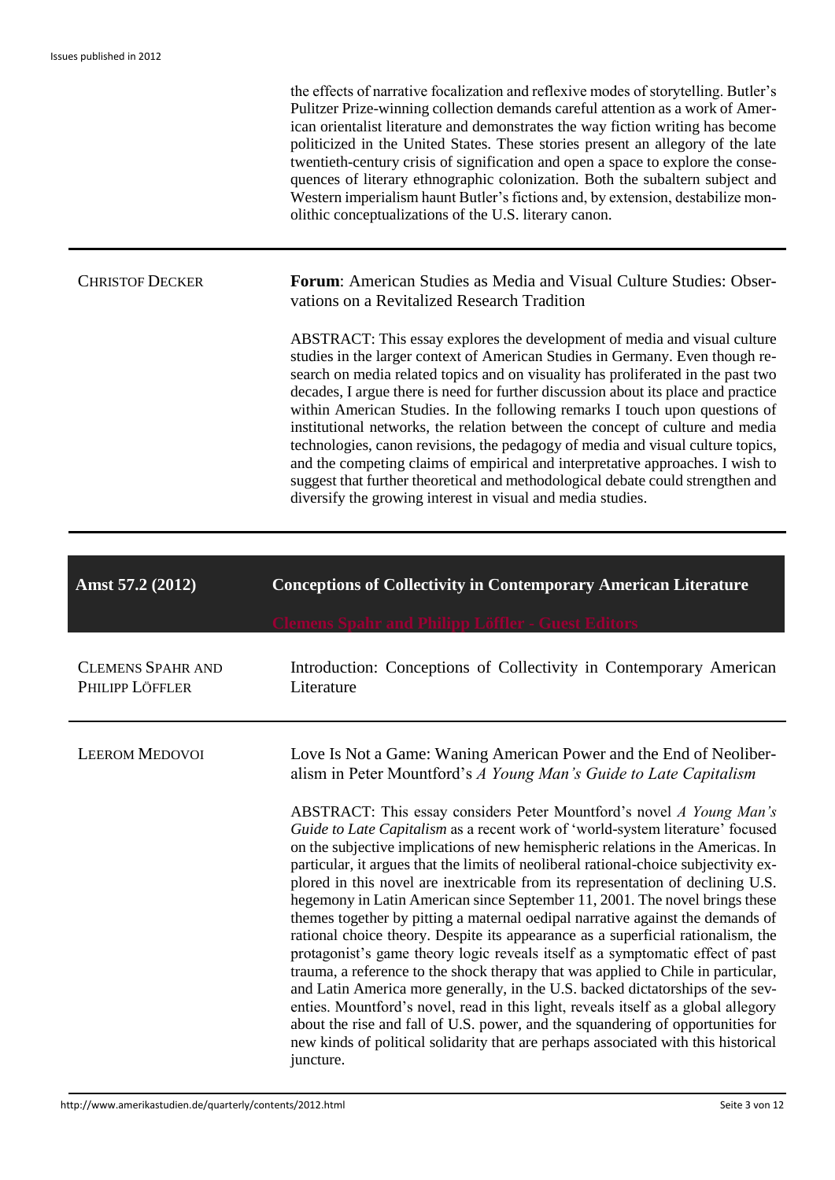the effects of narrative focalization and reflexive modes of storytelling. Butler's Pulitzer Prize-winning collection demands careful attention as a work of American orientalist literature and demonstrates the way fiction writing has become politicized in the United States. These stories present an allegory of the late twentieth-century crisis of signification and open a space to explore the consequences of literary ethnographic colonization. Both the subaltern subject and Western imperialism haunt Butler's fictions and, by extension, destabilize monolithic conceptualizations of the U.S. literary canon.

---

CHRISTOF DECKER

**Forum**: American Studies as Media and Visual Culture Studies: Observations on a Revitalized Research Tradition

ABSTRACT: This essay explores the development of media and visual culture studies in the larger context of American Studies in Germany. Even though research on media related topics and on visuality has proliferated in the past two decades, I argue there is need for further discussion about its place and practice within American Studies. In the following remarks I touch upon questions of institutional networks, the relation between the concept of culture and media technologies, canon revisions, the pedagogy of media and visual culture topics, and the competing claims of empirical and interpretative approaches. I wish to suggest that further theoretical and methodological debate could strengthen and diversify the growing interest in visual and media studies.

---

## Amst 57.2 (2012) — Conceptions of Collectivity in Contemporary American Literature

Clemens Spahr and Philipp Löffler - Guest Editors

CLEMENS SPAHR AND PHILIPP LÖFFLER

Introduction: Conceptions of Collectivity in Contemporary American Literature

---

LEEROM MEDOVOI

Love Is Not a Game: Waning American Power and the End of Neoliberalism in Peter Mountford's *A Young Man's Guide to Late Capitalism*

ABSTRACT: This essay considers Peter Mountford's novel *A Young Man's Guide to Late Capitalism* as a recent work of 'world-system literature' focused on the subjective implications of new hemispheric relations in the Americas. In particular, it argues that the limits of neoliberal rational-choice subjectivity explored in this novel are inextricable from its representation of declining U.S. hegemony in Latin American since September 11, 2001. The novel brings these themes together by pitting a maternal oedipal narrative against the demands of rational choice theory. Despite its appearance as a superficial rationalism, the protagonist's game theory logic reveals itself as a symptomatic effect of past trauma, a reference to the shock therapy that was applied to Chile in particular, and Latin America more generally, in the U.S. backed dictatorships of the seventies. Mountford's novel, read in this light, reveals itself as a global allegory about the rise and fall of U.S. power, and the squandering of opportunities for new kinds of political solidarity that are perhaps associated with this historical juncture.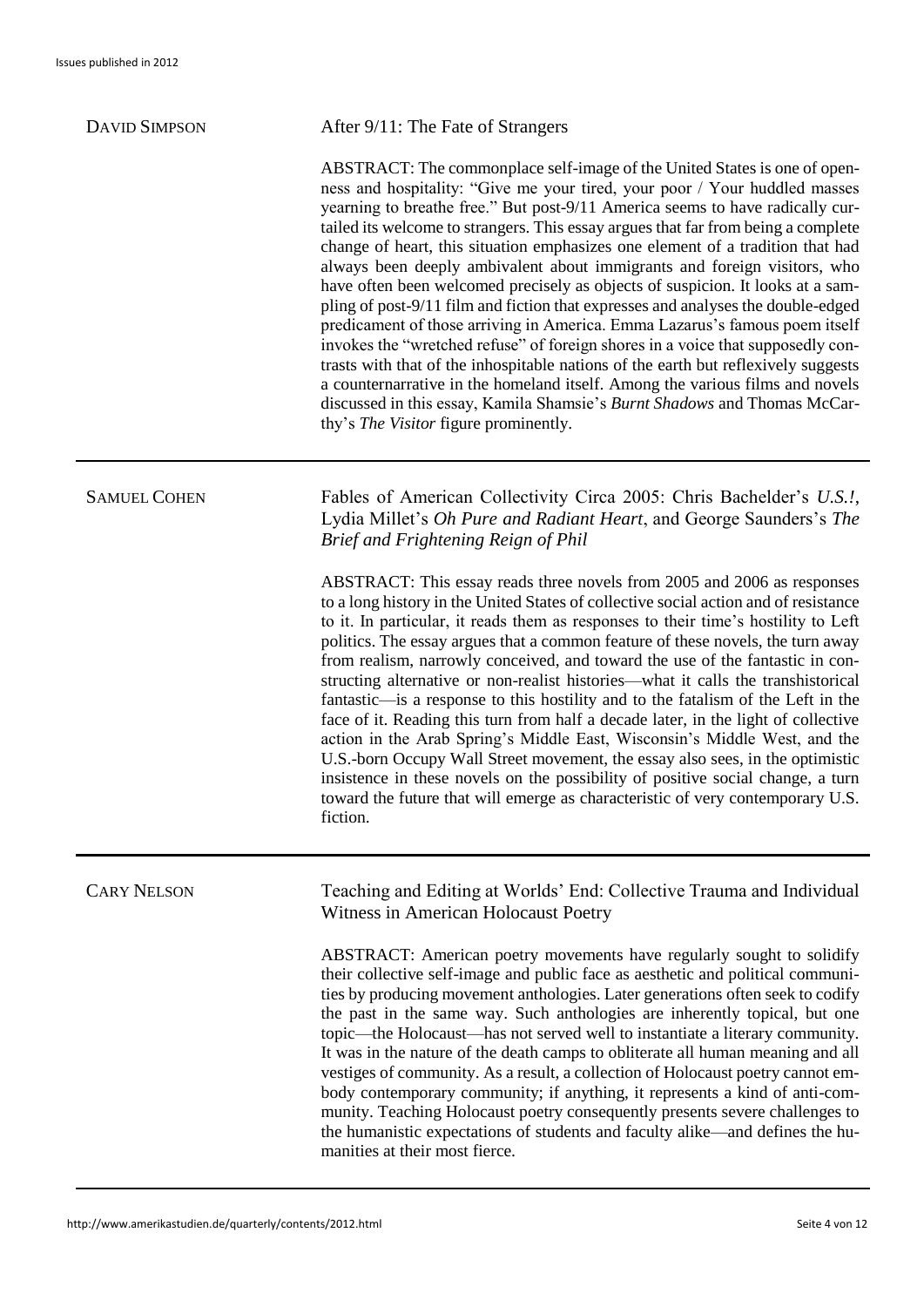**DAVID SIMPSON**

### After 9/11: The Fate of Strangers

ABSTRACT: The commonplace self-image of the United States is one of openness and hospitality: "Give me your tired, your poor / Your huddled masses yearning to breathe free." But post-9/11 America seems to have radically curtailed its welcome to strangers. This essay argues that far from being a complete change of heart, this situation emphasizes one element of a tradition that had always been deeply ambivalent about immigrants and foreign visitors, who have often been welcomed precisely as objects of suspicion. It looks at a sampling of post-9/11 film and fiction that expresses and analyses the double-edged predicament of those arriving in America. Emma Lazarus's famous poem itself invokes the "wretched refuse" of foreign shores in a voice that supposedly contrasts with that of the inhospitable nations of the earth but reflexively suggests a counternarrative in the homeland itself. Among the various films and novels discussed in this essay, Kamila Shamsie's *Burnt Shadows* and Thomas McCarthy's *The Visitor* figure prominently.

---

**SAMUEL COHEN**

### Fables of American Collectivity Circa 2005: Chris Bachelder's *U.S.!*, Lydia Millet's *Oh Pure and Radiant Heart*, and George Saunders's *The Brief and Frightening Reign of Phil*

ABSTRACT: This essay reads three novels from 2005 and 2006 as responses to a long history in the United States of collective social action and of resistance to it. In particular, it reads them as responses to their time's hostility to Left politics. The essay argues that a common feature of these novels, the turn away from realism, narrowly conceived, and toward the use of the fantastic in constructing alternative or non-realist histories—what it calls the transhistorical fantastic—is a response to this hostility and to the fatalism of the Left in the face of it. Reading this turn from half a decade later, in the light of collective action in the Arab Spring's Middle East, Wisconsin's Middle West, and the U.S.-born Occupy Wall Street movement, the essay also sees, in the optimistic insistence in these novels on the possibility of positive social change, a turn toward the future that will emerge as characteristic of very contemporary U.S. fiction.

---

**CARY NELSON**

### Teaching and Editing at Worlds' End: Collective Trauma and Individual Witness in American Holocaust Poetry

ABSTRACT: American poetry movements have regularly sought to solidify their collective self-image and public face as aesthetic and political communities by producing movement anthologies. Later generations often seek to codify the past in the same way. Such anthologies are inherently topical, but one topic—the Holocaust—has not served well to instantiate a literary community. It was in the nature of the death camps to obliterate all human meaning and all vestiges of community. As a result, a collection of Holocaust poetry cannot embody contemporary community; if anything, it represents a kind of anti-community. Teaching Holocaust poetry consequently presents severe challenges to the humanistic expectations of students and faculty alike—and defines the humanities at their most fierce.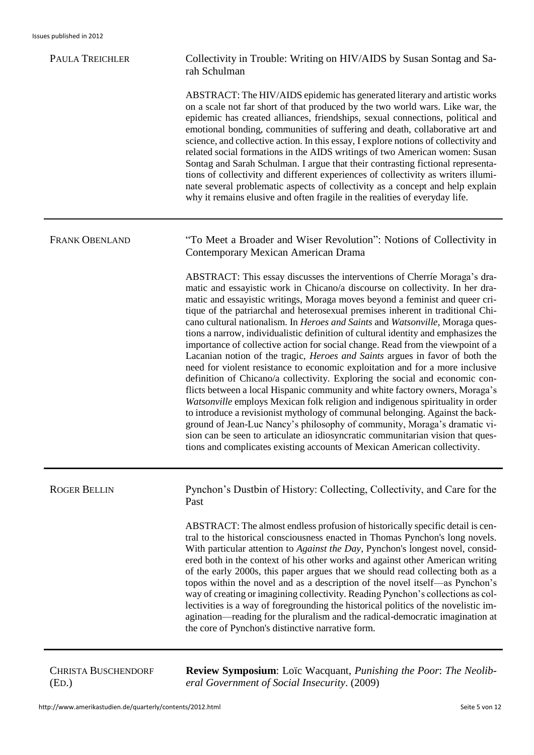PAULA TREICHLER

Collectivity in Trouble: Writing on HIV/AIDS by Susan Sontag and Sarah Schulman

ABSTRACT: The HIV/AIDS epidemic has generated literary and artistic works on a scale not far short of that produced by the two world wars. Like war, the epidemic has created alliances, friendships, sexual connections, political and emotional bonding, communities of suffering and death, collaborative art and science, and collective action. In this essay, I explore notions of collectivity and related social formations in the AIDS writings of two American women: Susan Sontag and Sarah Schulman. I argue that their contrasting fictional representations of collectivity and different experiences of collectivity as writers illuminate several problematic aspects of collectivity as a concept and help explain why it remains elusive and often fragile in the realities of everyday life.

---

FRANK OBENLAND

"To Meet a Broader and Wiser Revolution": Notions of Collectivity in Contemporary Mexican American Drama

ABSTRACT: This essay discusses the interventions of Cherríe Moraga's dramatic and essayistic work in Chicano/a discourse on collectivity. In her dramatic and essayistic writings, Moraga moves beyond a feminist and queer critique of the patriarchal and heterosexual premises inherent in traditional Chicano cultural nationalism. In *Heroes and Saints* and *Watsonville,* Moraga questions a narrow, individualistic definition of cultural identity and emphasizes the importance of collective action for social change. Read from the viewpoint of a Lacanian notion of the tragic, *Heroes and Saints* argues in favor of both the need for violent resistance to economic exploitation and for a more inclusive definition of Chicano/a collectivity. Exploring the social and economic conflicts between a local Hispanic community and white factory owners, Moraga's *Watsonville* employs Mexican folk religion and indigenous spirituality in order to introduce a revisionist mythology of communal belonging. Against the background of Jean-Luc Nancy's philosophy of community, Moraga's dramatic vision can be seen to articulate an idiosyncratic communitarian vision that questions and complicates existing accounts of Mexican American collectivity.

---

ROGER BELLIN

Pynchon's Dustbin of History: Collecting, Collectivity, and Care for the Past

ABSTRACT: The almost endless profusion of historically specific detail is central to the historical consciousness enacted in Thomas Pynchon's long novels. With particular attention to *Against the Day*, Pynchon's longest novel, considered both in the context of his other works and against other American writing of the early 2000s, this paper argues that we should read collecting both as a topos within the novel and as a description of the novel itself—as Pynchon's way of creating or imagining collectivity. Reading Pynchon's collections as collectivities is a way of foregrounding the historical politics of the novelistic imagination—reading for the pluralism and the radical-democratic imagination at the core of Pynchon's distinctive narrative form.

---

CHRISTA BUSCHENDORF (ED.)

**Review Symposium**: Loïc Wacquant, *Punishing the Poor*: *The Neoliberal Government of Social Insecurity*. (2009)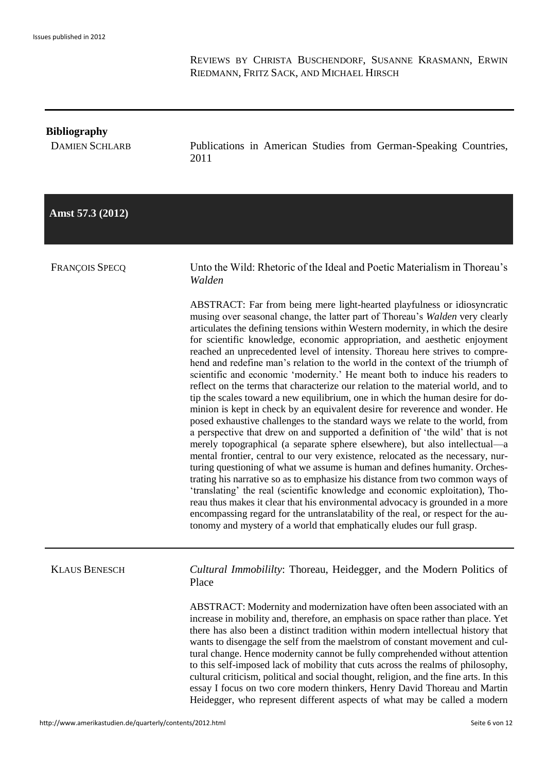Reviews by Christa Buschendorf, Susanne Krasmann, Erwin Riedmann, Fritz Sack, and Michael Hirsch

---

**Bibliography**

Damien Schlarb

Publications in American Studies from German-Speaking Countries, 2011

---

## Amst 57.3 (2012)

François Specq

### Unto the Wild: Rhetoric of the Ideal and Poetic Materialism in Thoreau's *Walden*

ABSTRACT: Far from being mere light-hearted playfulness or idiosyncratic musing over seasonal change, the latter part of Thoreau's *Walden* very clearly articulates the defining tensions within Western modernity, in which the desire for scientific knowledge, economic appropriation, and aesthetic enjoyment reached an unprecedented level of intensity. Thoreau here strives to comprehend and redefine man's relation to the world in the context of the triumph of scientific and economic 'modernity.' He meant both to induce his readers to reflect on the terms that characterize our relation to the material world, and to tip the scales toward a new equilibrium, one in which the human desire for dominion is kept in check by an equivalent desire for reverence and wonder. He posed exhaustive challenges to the standard ways we relate to the world, from a perspective that drew on and supported a definition of 'the wild' that is not merely topographical (a separate sphere elsewhere), but also intellectual—a mental frontier, central to our very existence, relocated as the necessary, nurturing questioning of what we assume is human and defines humanity. Orchestrating his narrative so as to emphasize his distance from two common ways of 'translating' the real (scientific knowledge and economic exploitation), Thoreau thus makes it clear that his environmental advocacy is grounded in a more encompassing regard for the untranslatability of the real, or respect for the autonomy and mystery of a world that emphatically eludes our full grasp.

---

Klaus Benesch

### *Cultural Immobililty*: Thoreau, Heidegger, and the Modern Politics of Place

ABSTRACT: Modernity and modernization have often been associated with an increase in mobility and, therefore, an emphasis on space rather than place. Yet there has also been a distinct tradition within modern intellectual history that wants to disengage the self from the maelstrom of constant movement and cultural change. Hence modernity cannot be fully comprehended without attention to this self-imposed lack of mobility that cuts across the realms of philosophy, cultural criticism, political and social thought, religion, and the fine arts. In this essay I focus on two core modern thinkers, Henry David Thoreau and Martin Heidegger, who represent different aspects of what may be called a modern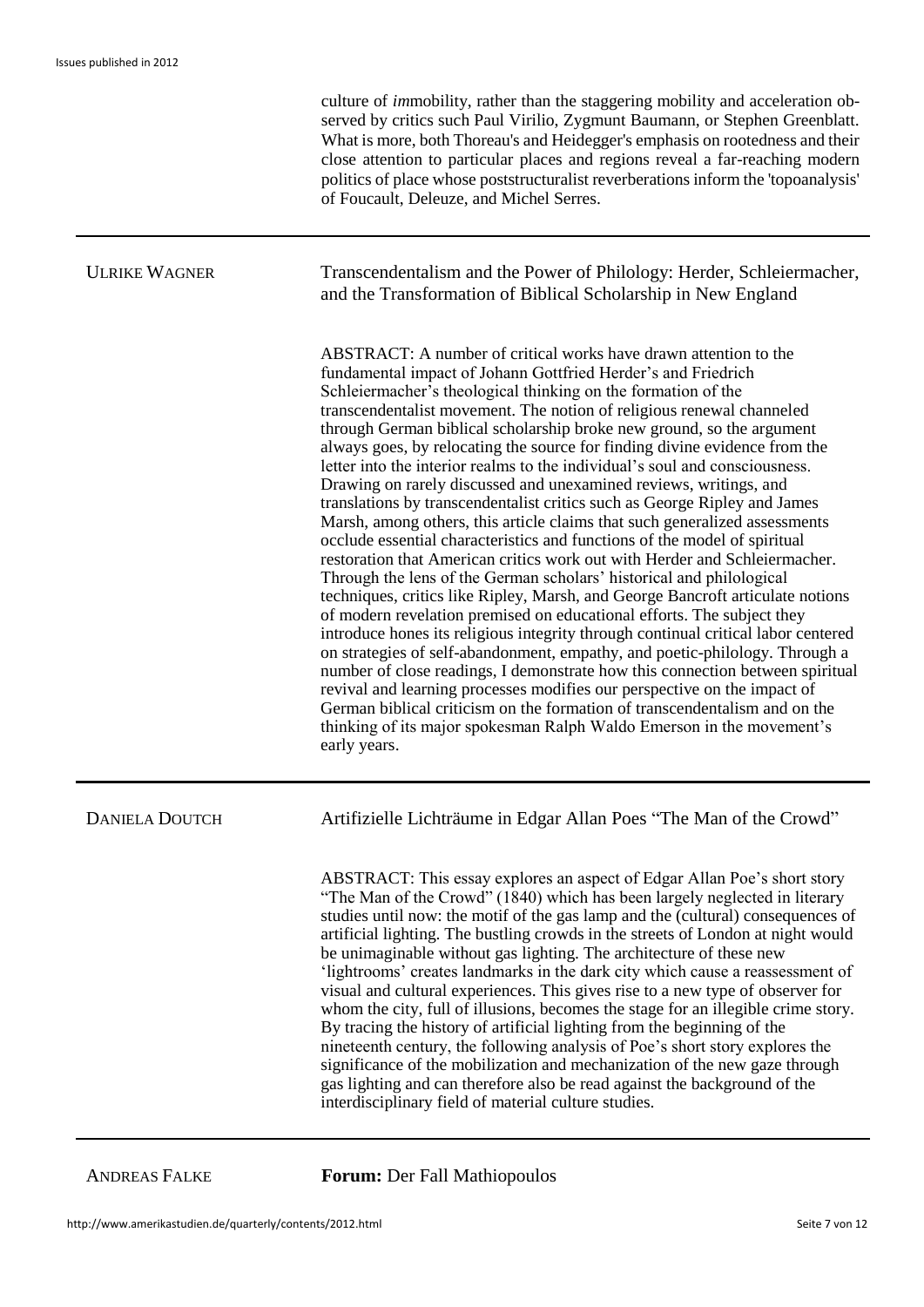culture of *im*mobility, rather than the staggering mobility and acceleration observed by critics such Paul Virilio, Zygmunt Baumann, or Stephen Greenblatt. What is more, both Thoreau's and Heidegger's emphasis on rootedness and their close attention to particular places and regions reveal a far-reaching modern politics of place whose poststructuralist reverberations inform the 'topoanalysis' of Foucault, Deleuze, and Michel Serres.

---

ULRIKE WAGNER

## Transcendentalism and the Power of Philology: Herder, Schleiermacher, and the Transformation of Biblical Scholarship in New England

ABSTRACT: A number of critical works have drawn attention to the fundamental impact of Johann Gottfried Herder's and Friedrich Schleiermacher's theological thinking on the formation of the transcendentalist movement. The notion of religious renewal channeled through German biblical scholarship broke new ground, so the argument always goes, by relocating the source for finding divine evidence from the letter into the interior realms to the individual's soul and consciousness. Drawing on rarely discussed and unexamined reviews, writings, and translations by transcendentalist critics such as George Ripley and James Marsh, among others, this article claims that such generalized assessments occlude essential characteristics and functions of the model of spiritual restoration that American critics work out with Herder and Schleiermacher. Through the lens of the German scholars' historical and philological techniques, critics like Ripley, Marsh, and George Bancroft articulate notions of modern revelation premised on educational efforts. The subject they introduce hones its religious integrity through continual critical labor centered on strategies of self-abandonment, empathy, and poetic-philology. Through a number of close readings, I demonstrate how this connection between spiritual revival and learning processes modifies our perspective on the impact of German biblical criticism on the formation of transcendentalism and on the thinking of its major spokesman Ralph Waldo Emerson in the movement's early years.

---

DANIELA DOUTCH

## Artifizielle Lichträume in Edgar Allan Poes "The Man of the Crowd"

ABSTRACT: This essay explores an aspect of Edgar Allan Poe's short story "The Man of the Crowd" (1840) which has been largely neglected in literary studies until now: the motif of the gas lamp and the (cultural) consequences of artificial lighting. The bustling crowds in the streets of London at night would be unimaginable without gas lighting. The architecture of these new 'lightrooms' creates landmarks in the dark city which cause a reassessment of visual and cultural experiences. This gives rise to a new type of observer for whom the city, full of illusions, becomes the stage for an illegible crime story. By tracing the history of artificial lighting from the beginning of the nineteenth century, the following analysis of Poe's short story explores the significance of the mobilization and mechanization of the new gaze through gas lighting and can therefore also be read against the background of the interdisciplinary field of material culture studies.

---

ANDREAS FALKE

## **Forum:** Der Fall Mathiopoulos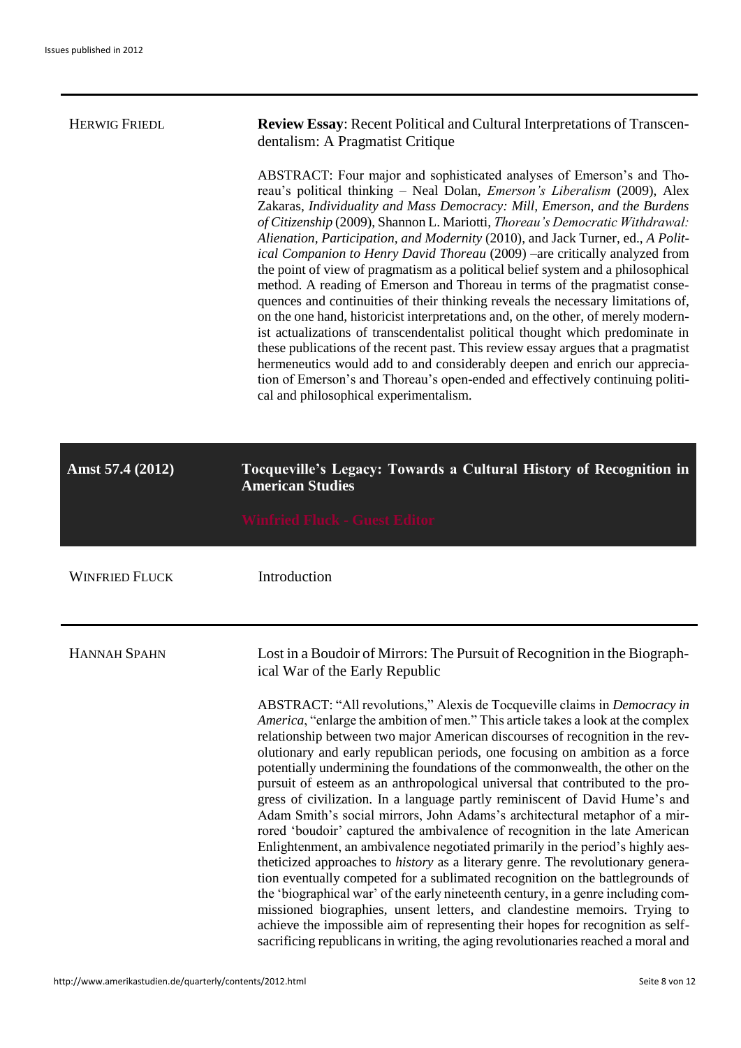HERWIG FRIEDL

**Review Essay**: Recent Political and Cultural Interpretations of Transcendentalism: A Pragmatist Critique

ABSTRACT: Four major and sophisticated analyses of Emerson's and Thoreau's political thinking – Neal Dolan, *Emerson's Liberalism* (2009), Alex Zakaras, *Individuality and Mass Democracy: Mill, Emerson, and the Burdens of Citizenship* (2009), Shannon L. Mariotti, *Thoreau's Democratic Withdrawal: Alienation, Participation, and Modernity* (2010), and Jack Turner, ed., *A Political Companion to Henry David Thoreau* (2009) –are critically analyzed from the point of view of pragmatism as a political belief system and a philosophical method. A reading of Emerson and Thoreau in terms of the pragmatist consequences and continuities of their thinking reveals the necessary limitations of, on the one hand, historicist interpretations and, on the other, of merely modernist actualizations of transcendentalist political thought which predominate in these publications of the recent past. This review essay argues that a pragmatist hermeneutics would add to and considerably deepen and enrich our appreciation of Emerson's and Thoreau's open-ended and effectively continuing political and philosophical experimentalism.

## Amst 57.4 (2012) — Tocqueville's Legacy: Towards a Cultural History of Recognition in American Studies

**Winfried Fluck - Guest Editor**

WINFRIED FLUCK

Introduction

HANNAH SPAHN

Lost in a Boudoir of Mirrors: The Pursuit of Recognition in the Biographical War of the Early Republic

ABSTRACT: "All revolutions," Alexis de Tocqueville claims in *Democracy in America*, "enlarge the ambition of men." This article takes a look at the complex relationship between two major American discourses of recognition in the revolutionary and early republican periods, one focusing on ambition as a force potentially undermining the foundations of the commonwealth, the other on the pursuit of esteem as an anthropological universal that contributed to the progress of civilization. In a language partly reminiscent of David Hume's and Adam Smith's social mirrors, John Adams's architectural metaphor of a mirrored 'boudoir' captured the ambivalence of recognition in the late American Enlightenment, an ambivalence negotiated primarily in the period's highly aestheticized approaches to *history* as a literary genre. The revolutionary generation eventually competed for a sublimated recognition on the battlegrounds of the 'biographical war' of the early nineteenth century, in a genre including commissioned biographies, unsent letters, and clandestine memoirs. Trying to achieve the impossible aim of representing their hopes for recognition as self-sacrificing republicans in writing, the aging revolutionaries reached a moral and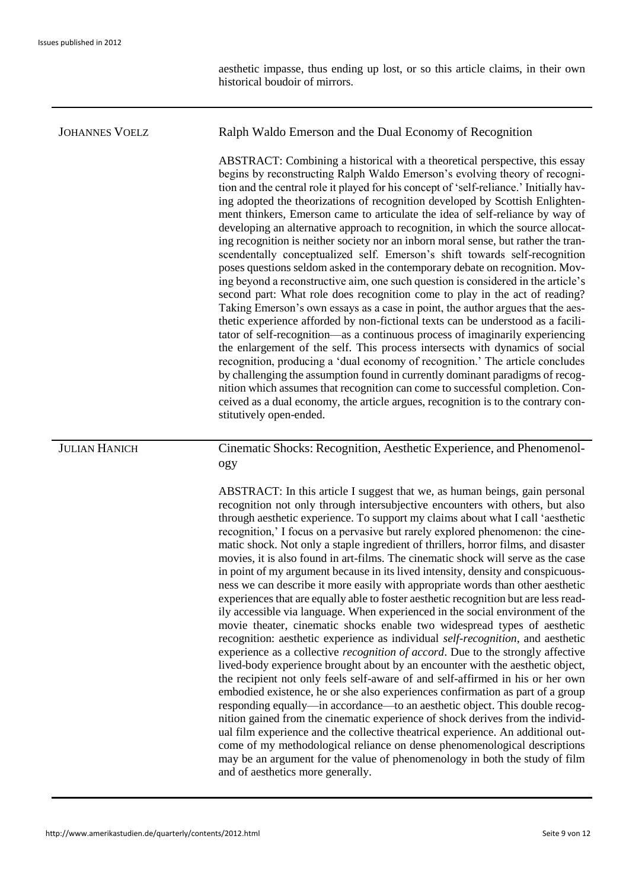aesthetic impasse, thus ending up lost, or so this article claims, in their own historical boudoir of mirrors.

---

**JOHANNES VOELZ**

## Ralph Waldo Emerson and the Dual Economy of Recognition

ABSTRACT: Combining a historical with a theoretical perspective, this essay begins by reconstructing Ralph Waldo Emerson's evolving theory of recognition and the central role it played for his concept of 'self-reliance.' Initially having adopted the theorizations of recognition developed by Scottish Enlightenment thinkers, Emerson came to articulate the idea of self-reliance by way of developing an alternative approach to recognition, in which the source allocating recognition is neither society nor an inborn moral sense, but rather the transcendentally conceptualized self. Emerson's shift towards self-recognition poses questions seldom asked in the contemporary debate on recognition. Moving beyond a reconstructive aim, one such question is considered in the article's second part: What role does recognition come to play in the act of reading? Taking Emerson's own essays as a case in point, the author argues that the aesthetic experience afforded by non-fictional texts can be understood as a facilitator of self-recognition—as a continuous process of imaginarily experiencing the enlargement of the self. This process intersects with dynamics of social recognition, producing a 'dual economy of recognition.' The article concludes by challenging the assumption found in currently dominant paradigms of recognition which assumes that recognition can come to successful completion. Conceived as a dual economy, the article argues, recognition is to the contrary constitutively open-ended.

---

**JULIAN HANICH**

## Cinematic Shocks: Recognition, Aesthetic Experience, and Phenomenology

ABSTRACT: In this article I suggest that we, as human beings, gain personal recognition not only through intersubjective encounters with others, but also through aesthetic experience. To support my claims about what I call 'aesthetic recognition,' I focus on a pervasive but rarely explored phenomenon: the cinematic shock. Not only a staple ingredient of thrillers, horror films, and disaster movies, it is also found in art-films. The cinematic shock will serve as the case in point of my argument because in its lived intensity, density and conspicuousness we can describe it more easily with appropriate words than other aesthetic experiences that are equally able to foster aesthetic recognition but are less readily accessible via language. When experienced in the social environment of the movie theater, cinematic shocks enable two widespread types of aesthetic recognition: aesthetic experience as individual *self-recognition*, and aesthetic experience as a collective *recognition of accord*. Due to the strongly affective lived-body experience brought about by an encounter with the aesthetic object, the recipient not only feels self-aware of and self-affirmed in his or her own embodied existence, he or she also experiences confirmation as part of a group responding equally—in accordance—to an aesthetic object. This double recognition gained from the cinematic experience of shock derives from the individual film experience and the collective theatrical experience. An additional outcome of my methodological reliance on dense phenomenological descriptions may be an argument for the value of phenomenology in both the study of film and of aesthetics more generally.

---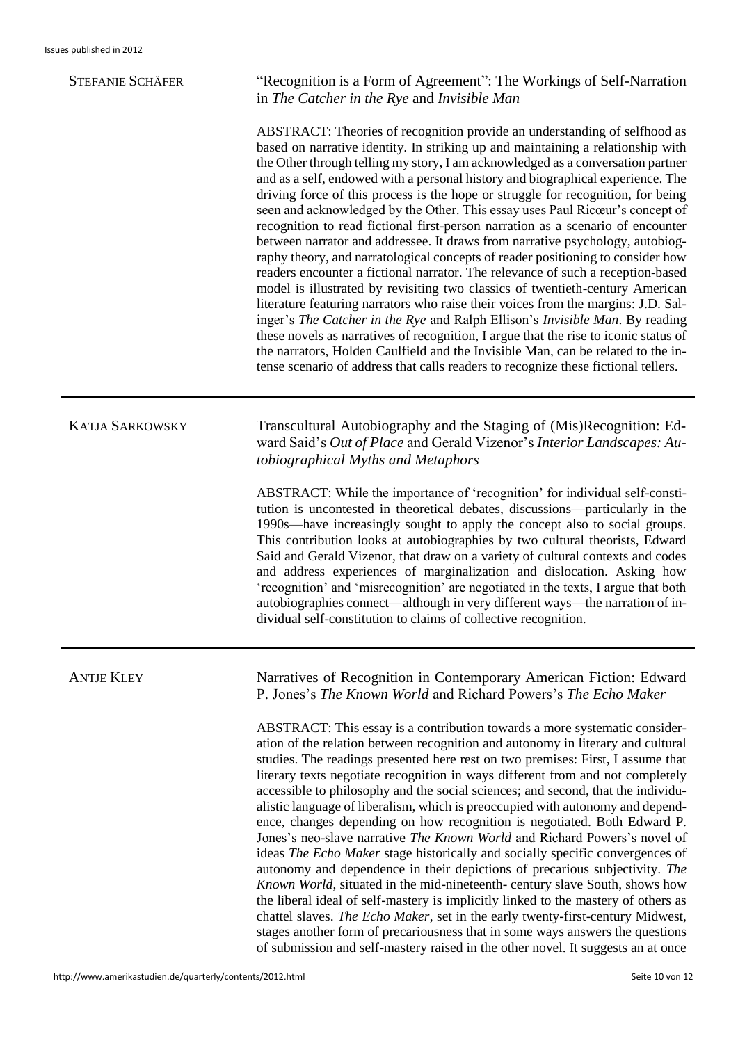STEFANIE SCHÄFER

### "Recognition is a Form of Agreement": The Workings of Self-Narration in *The Catcher in the Rye* and *Invisible Man*

ABSTRACT: Theories of recognition provide an understanding of selfhood as based on narrative identity. In striking up and maintaining a relationship with the Other through telling my story, I am acknowledged as a conversation partner and as a self, endowed with a personal history and biographical experience. The driving force of this process is the hope or struggle for recognition, for being seen and acknowledged by the Other. This essay uses Paul Ricœur's concept of recognition to read fictional first-person narration as a scenario of encounter between narrator and addressee. It draws from narrative psychology, autobiography theory, and narratological concepts of reader positioning to consider how readers encounter a fictional narrator. The relevance of such a reception-based model is illustrated by revisiting two classics of twentieth-century American literature featuring narrators who raise their voices from the margins: J.D. Salinger's *The Catcher in the Rye* and Ralph Ellison's *Invisible Man*. By reading these novels as narratives of recognition, I argue that the rise to iconic status of the narrators, Holden Caulfield and the Invisible Man, can be related to the intense scenario of address that calls readers to recognize these fictional tellers.

---

KATJA SARKOWSKY

### Transcultural Autobiography and the Staging of (Mis)Recognition: Edward Said's *Out of Place* and Gerald Vizenor's *Interior Landscapes: Autobiographical Myths and Metaphors*

ABSTRACT: While the importance of 'recognition' for individual self-constitution is uncontested in theoretical debates, discussions—particularly in the 1990s—have increasingly sought to apply the concept also to social groups. This contribution looks at autobiographies by two cultural theorists, Edward Said and Gerald Vizenor, that draw on a variety of cultural contexts and codes and address experiences of marginalization and dislocation. Asking how 'recognition' and 'misrecognition' are negotiated in the texts, I argue that both autobiographies connect—although in very different ways—the narration of individual self-constitution to claims of collective recognition.

---

ANTJE KLEY

### Narratives of Recognition in Contemporary American Fiction: Edward P. Jones's *The Known World* and Richard Powers's *The Echo Maker*

ABSTRACT: This essay is a contribution towards a more systematic consideration of the relation between recognition and autonomy in literary and cultural studies. The readings presented here rest on two premises: First, I assume that literary texts negotiate recognition in ways different from and not completely accessible to philosophy and the social sciences; and second, that the individualistic language of liberalism, which is preoccupied with autonomy and dependence, changes depending on how recognition is negotiated. Both Edward P. Jones's neo-slave narrative *The Known World* and Richard Powers's novel of ideas *The Echo Maker* stage historically and socially specific convergences of autonomy and dependence in their depictions of precarious subjectivity. *The Known World*, situated in the mid-nineteenth- century slave South, shows how the liberal ideal of self-mastery is implicitly linked to the mastery of others as chattel slaves. *The Echo Maker*, set in the early twenty-first-century Midwest, stages another form of precariousness that in some ways answers the questions of submission and self-mastery raised in the other novel. It suggests an at once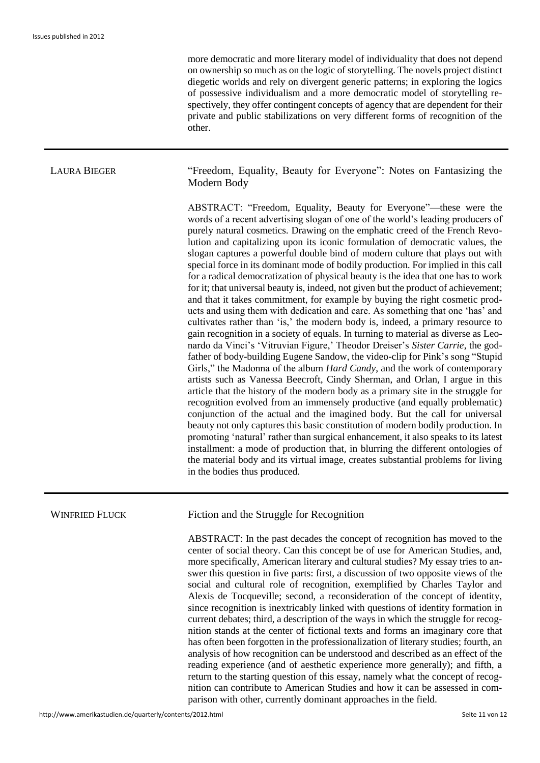more democratic and more literary model of individuality that does not depend on ownership so much as on the logic of storytelling. The novels project distinct diegetic worlds and rely on divergent generic patterns; in exploring the logics of possessive individualism and a more democratic model of storytelling respectively, they offer contingent concepts of agency that are dependent for their private and public stabilizations on very different forms of recognition of the other.

---

LAURA BIEGER

## "Freedom, Equality, Beauty for Everyone": Notes on Fantasizing the Modern Body

ABSTRACT: "Freedom, Equality, Beauty for Everyone"—these were the words of a recent advertising slogan of one of the world's leading producers of purely natural cosmetics. Drawing on the emphatic creed of the French Revolution and capitalizing upon its iconic formulation of democratic values, the slogan captures a powerful double bind of modern culture that plays out with special force in its dominant mode of bodily production. For implied in this call for a radical democratization of physical beauty is the idea that one has to work for it; that universal beauty is, indeed, not given but the product of achievement; and that it takes commitment, for example by buying the right cosmetic products and using them with dedication and care. As something that one 'has' and cultivates rather than 'is,' the modern body is, indeed, a primary resource to gain recognition in a society of equals. In turning to material as diverse as Leonardo da Vinci's 'Vitruvian Figure,' Theodor Dreiser's *Sister Carrie*, the godfather of body-building Eugene Sandow, the video-clip for Pink's song "Stupid Girls," the Madonna of the album *Hard Candy*, and the work of contemporary artists such as Vanessa Beecroft, Cindy Sherman, and Orlan, I argue in this article that the history of the modern body as a primary site in the struggle for recognition evolved from an immensely productive (and equally problematic) conjunction of the actual and the imagined body. But the call for universal beauty not only captures this basic constitution of modern bodily production. In promoting 'natural' rather than surgical enhancement, it also speaks to its latest installment: a mode of production that, in blurring the different ontologies of the material body and its virtual image, creates substantial problems for living in the bodies thus produced.

---

WINFRIED FLUCK

## Fiction and the Struggle for Recognition

ABSTRACT: In the past decades the concept of recognition has moved to the center of social theory. Can this concept be of use for American Studies, and, more specifically, American literary and cultural studies? My essay tries to answer this question in five parts: first, a discussion of two opposite views of the social and cultural role of recognition, exemplified by Charles Taylor and Alexis de Tocqueville; second, a reconsideration of the concept of identity, since recognition is inextricably linked with questions of identity formation in current debates; third, a description of the ways in which the struggle for recognition stands at the center of fictional texts and forms an imaginary core that has often been forgotten in the professionalization of literary studies; fourth, an analysis of how recognition can be understood and described as an effect of the reading experience (and of aesthetic experience more generally); and fifth, a return to the starting question of this essay, namely what the concept of recognition can contribute to American Studies and how it can be assessed in comparison with other, currently dominant approaches in the field.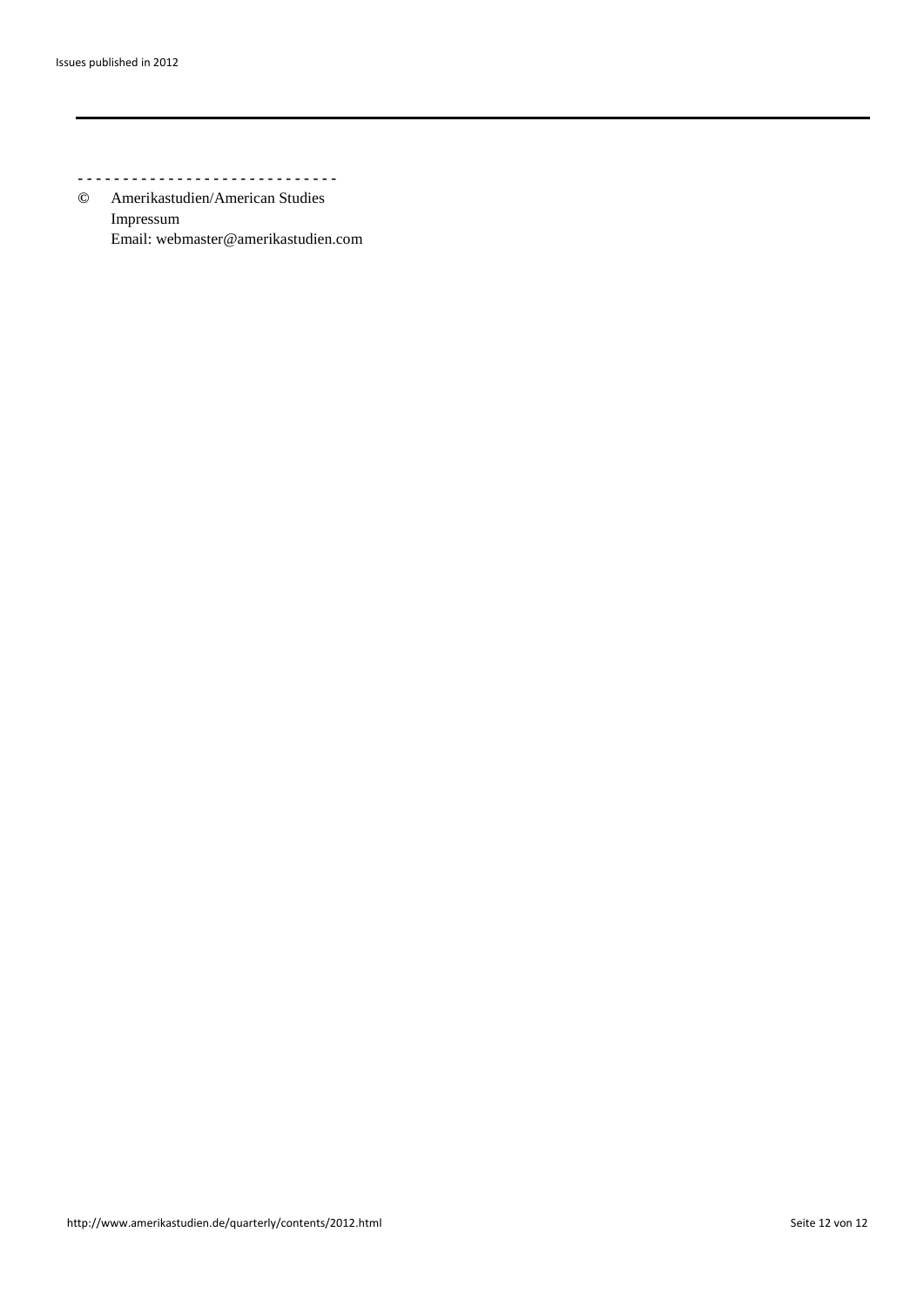- - - - - - - - - - - - - - - - - - - - - - - - - - - -

© Amerikastudien/American Studies
Impressum
Email: webmaster@amerikastudien.com